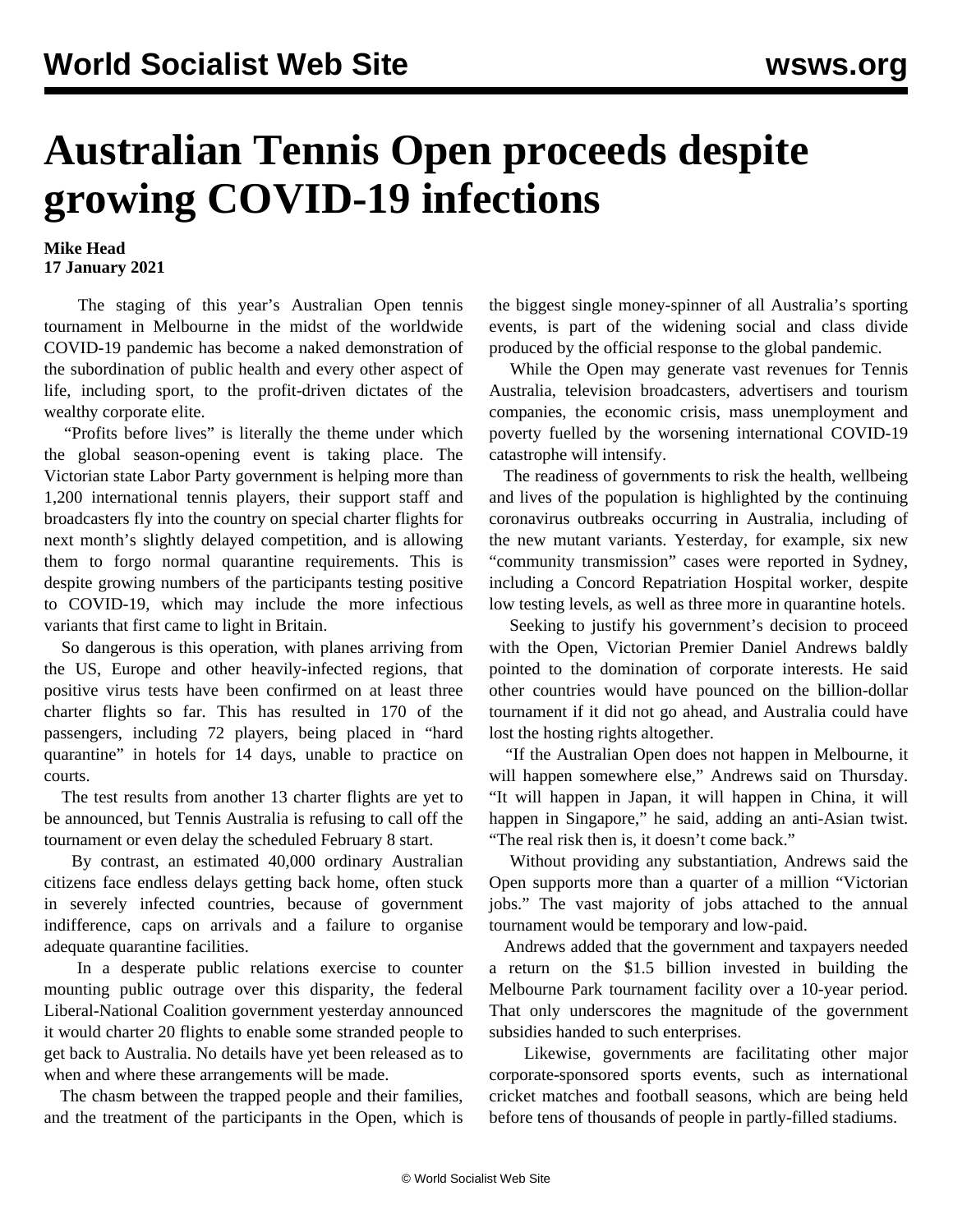# Australian Tennis Open proceeds despite growing COVID-19 infections

**Mike Head**
**17 January 2021**

The staging of this year's Australian Open tennis tournament in Melbourne in the midst of the worldwide COVID-19 pandemic has become a naked demonstration of the subordination of public health and every other aspect of life, including sport, to the profit-driven dictates of the wealthy corporate elite.

"Profits before lives" is literally the theme under which the global season-opening event is taking place. The Victorian state Labor Party government is helping more than 1,200 international tennis players, their support staff and broadcasters fly into the country on special charter flights for next month's slightly delayed competition, and is allowing them to forgo normal quarantine requirements. This is despite growing numbers of the participants testing positive to COVID-19, which may include the more infectious variants that first came to light in Britain.

So dangerous is this operation, with planes arriving from the US, Europe and other heavily-infected regions, that positive virus tests have been confirmed on at least three charter flights so far. This has resulted in 170 of the passengers, including 72 players, being placed in "hard quarantine" in hotels for 14 days, unable to practice on courts.

The test results from another 13 charter flights are yet to be announced, but Tennis Australia is refusing to call off the tournament or even delay the scheduled February 8 start.

By contrast, an estimated 40,000 ordinary Australian citizens face endless delays getting back home, often stuck in severely infected countries, because of government indifference, caps on arrivals and a failure to organise adequate quarantine facilities.

In a desperate public relations exercise to counter mounting public outrage over this disparity, the federal Liberal-National Coalition government yesterday announced it would charter 20 flights to enable some stranded people to get back to Australia. No details have yet been released as to when and where these arrangements will be made.

The chasm between the trapped people and their families, and the treatment of the participants in the Open, which is the biggest single money-spinner of all Australia's sporting events, is part of the widening social and class divide produced by the official response to the global pandemic.

While the Open may generate vast revenues for Tennis Australia, television broadcasters, advertisers and tourism companies, the economic crisis, mass unemployment and poverty fuelled by the worsening international COVID-19 catastrophe will intensify.

The readiness of governments to risk the health, wellbeing and lives of the population is highlighted by the continuing coronavirus outbreaks occurring in Australia, including of the new mutant variants. Yesterday, for example, six new "community transmission" cases were reported in Sydney, including a Concord Repatriation Hospital worker, despite low testing levels, as well as three more in quarantine hotels.

Seeking to justify his government's decision to proceed with the Open, Victorian Premier Daniel Andrews baldly pointed to the domination of corporate interests. He said other countries would have pounced on the billion-dollar tournament if it did not go ahead, and Australia could have lost the hosting rights altogether.

"If the Australian Open does not happen in Melbourne, it will happen somewhere else," Andrews said on Thursday. "It will happen in Japan, it will happen in China, it will happen in Singapore," he said, adding an anti-Asian twist. "The real risk then is, it doesn't come back."

Without providing any substantiation, Andrews said the Open supports more than a quarter of a million "Victorian jobs." The vast majority of jobs attached to the annual tournament would be temporary and low-paid.

Andrews added that the government and taxpayers needed a return on the $1.5 billion invested in building the Melbourne Park tournament facility over a 10-year period. That only underscores the magnitude of the government subsidies handed to such enterprises.

Likewise, governments are facilitating other major corporate-sponsored sports events, such as international cricket matches and football seasons, which are being held before tens of thousands of people in partly-filled stadiums.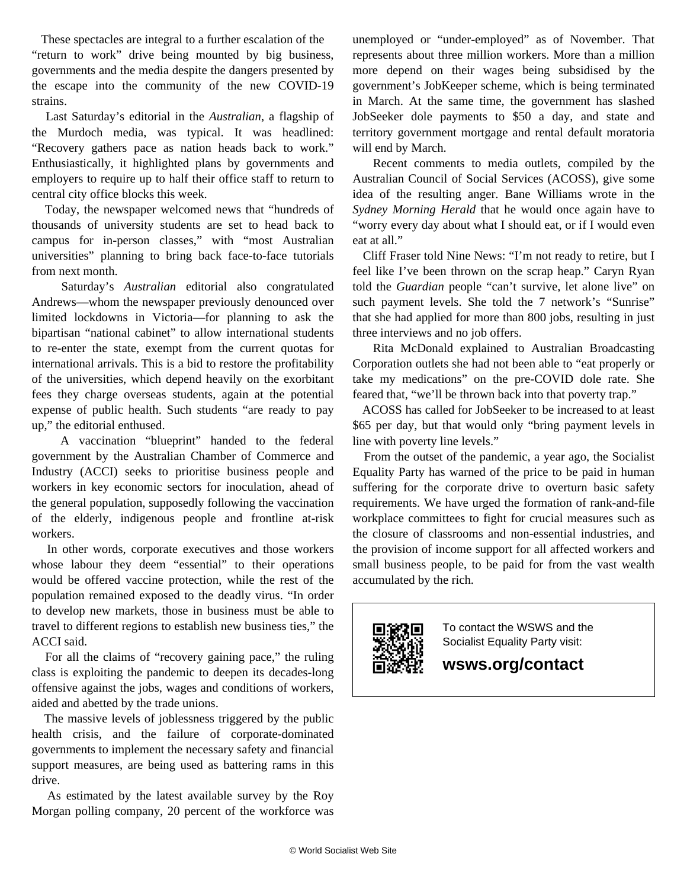These spectacles are integral to a further escalation of the "return to work" drive being mounted by big business, governments and the media despite the dangers presented by the escape into the community of the new COVID-19 strains.

Last Saturday's editorial in the *Australian*, a flagship of the Murdoch media, was typical. It was headlined: "Recovery gathers pace as nation heads back to work." Enthusiastically, it highlighted plans by governments and employers to require up to half their office staff to return to central city office blocks this week.

Today, the newspaper welcomed news that "hundreds of thousands of university students are set to head back to campus for in-person classes," with "most Australian universities" planning to bring back face-to-face tutorials from next month.

Saturday's *Australian* editorial also congratulated Andrews—whom the newspaper previously denounced over limited lockdowns in Victoria—for planning to ask the bipartisan "national cabinet" to allow international students to re-enter the state, exempt from the current quotas for international arrivals. This is a bid to restore the profitability of the universities, which depend heavily on the exorbitant fees they charge overseas students, again at the potential expense of public health. Such students "are ready to pay up," the editorial enthused.

A vaccination "blueprint" handed to the federal government by the Australian Chamber of Commerce and Industry (ACCI) seeks to prioritise business people and workers in key economic sectors for inoculation, ahead of the general population, supposedly following the vaccination of the elderly, indigenous people and frontline at-risk workers.

In other words, corporate executives and those workers whose labour they deem "essential" to their operations would be offered vaccine protection, while the rest of the population remained exposed to the deadly virus. "In order to develop new markets, those in business must be able to travel to different regions to establish new business ties," the ACCI said.

For all the claims of "recovery gaining pace," the ruling class is exploiting the pandemic to deepen its decades-long offensive against the jobs, wages and conditions of workers, aided and abetted by the trade unions.

The massive levels of joblessness triggered by the public health crisis, and the failure of corporate-dominated governments to implement the necessary safety and financial support measures, are being used as battering rams in this drive.

As estimated by the latest available survey by the Roy Morgan polling company, 20 percent of the workforce was unemployed or "under-employed" as of November. That represents about three million workers. More than a million more depend on their wages being subsidised by the government's JobKeeper scheme, which is being terminated in March. At the same time, the government has slashed JobSeeker dole payments to $50 a day, and state and territory government mortgage and rental default moratoria will end by March.

Recent comments to media outlets, compiled by the Australian Council of Social Services (ACOSS), give some idea of the resulting anger. Bane Williams wrote in the *Sydney Morning Herald* that he would once again have to "worry every day about what I should eat, or if I would even eat at all."

Cliff Fraser told Nine News: "I'm not ready to retire, but I feel like I've been thrown on the scrap heap." Caryn Ryan told the *Guardian* people "can't survive, let alone live" on such payment levels. She told the 7 network's "Sunrise" that she had applied for more than 800 jobs, resulting in just three interviews and no job offers.

Rita McDonald explained to Australian Broadcasting Corporation outlets she had not been able to "eat properly or take my medications" on the pre-COVID dole rate. She feared that, "we'll be thrown back into that poverty trap."

ACOSS has called for JobSeeker to be increased to at least $65 per day, but that would only "bring payment levels in line with poverty line levels."

From the outset of the pandemic, a year ago, the Socialist Equality Party has warned of the price to be paid in human suffering for the corporate drive to overturn basic safety requirements. We have urged the formation of rank-and-file workplace committees to fight for crucial measures such as the closure of classrooms and non-essential industries, and the provision of income support for all affected workers and small business people, to be paid for from the vast wealth accumulated by the rich.

To contact the WSWS and the Socialist Equality Party visit:

**wsws.org/contact**